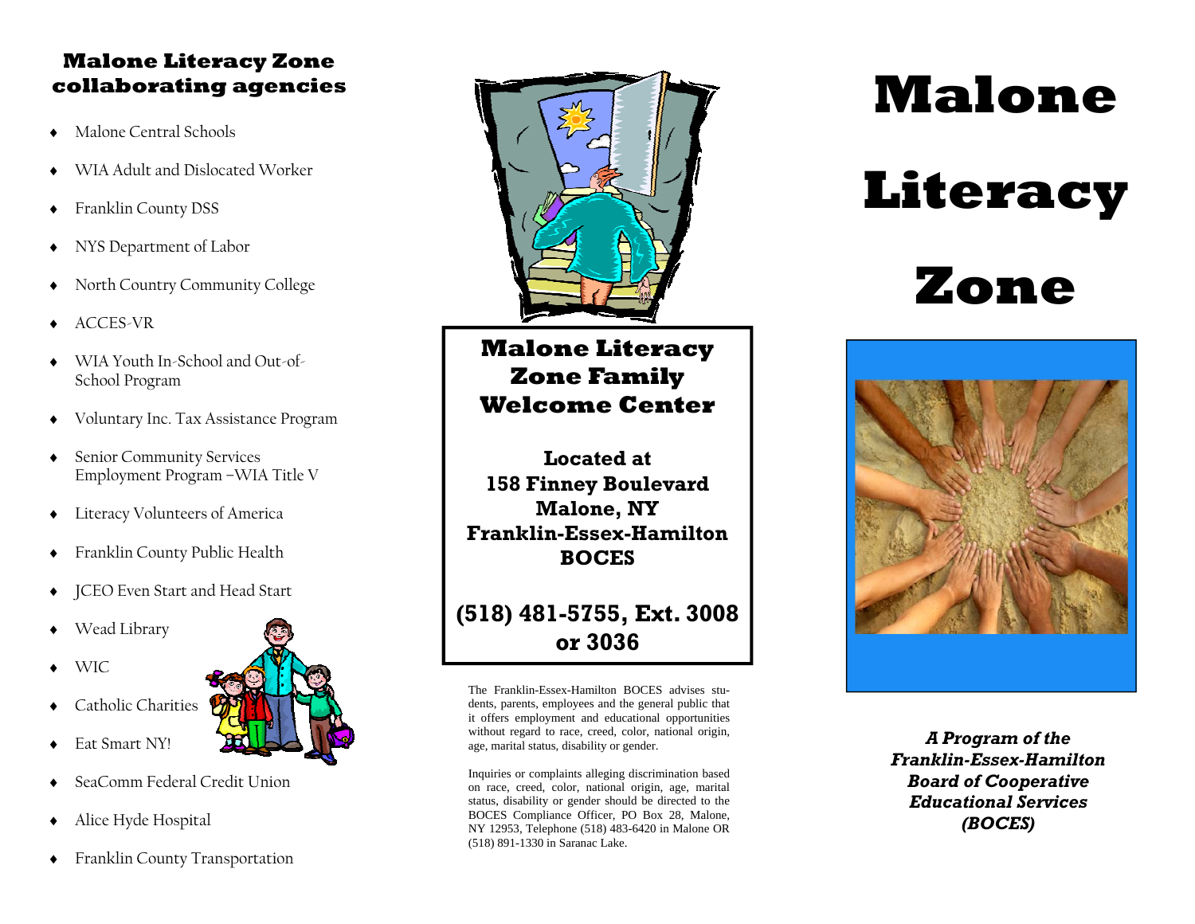## Malone Literacy Zone collaborating agencies

- Malone Central Schools
- WIA Adult and Dislocated Worker
- Franklin County DSS
- NYS Department of Labor
- North Country Community College
- ACCES-VR
- WIA Youth In-School and Out-of-School Program
- Voluntary Inc. Tax Assistance Program
- Senior Community Services Employment Program –WIA Title V
- Literacy Volunteers of America
- Franklin County Public Health
- JCEO Even Start and Head Start
- Wead Library
- WIC
- Catholic Charities
- Eat Smart NY!
- SeaComm Federal Credit Union
- Alice Hyde Hospital
- Franklin County Transportation

## Malone Literacy Zone Family Welcome Center

**Located at**
**158 Finney Boulevard**
**Malone, NY**
**Franklin-Essex-Hamilton BOCES**

**(518) 481-5755, Ext. 3008 or 3036**

The Franklin-Essex-Hamilton BOCES advises students, parents, employees and the general public that it offers employment and educational opportunities without regard to race, creed, color, national origin, age, marital status, disability or gender.

Inquiries or complaints alleging discrimination based on race, creed, color, national origin, age, marital status, disability or gender should be directed to the BOCES Compliance Officer, PO Box 28, Malone, NY 12953, Telephone (518) 483-6420 in Malone OR (518) 891-1330 in Saranac Lake.

# Malone Literacy Zone

***A Program of the Franklin-Essex-Hamilton Board of Cooperative Educational Services (BOCES)***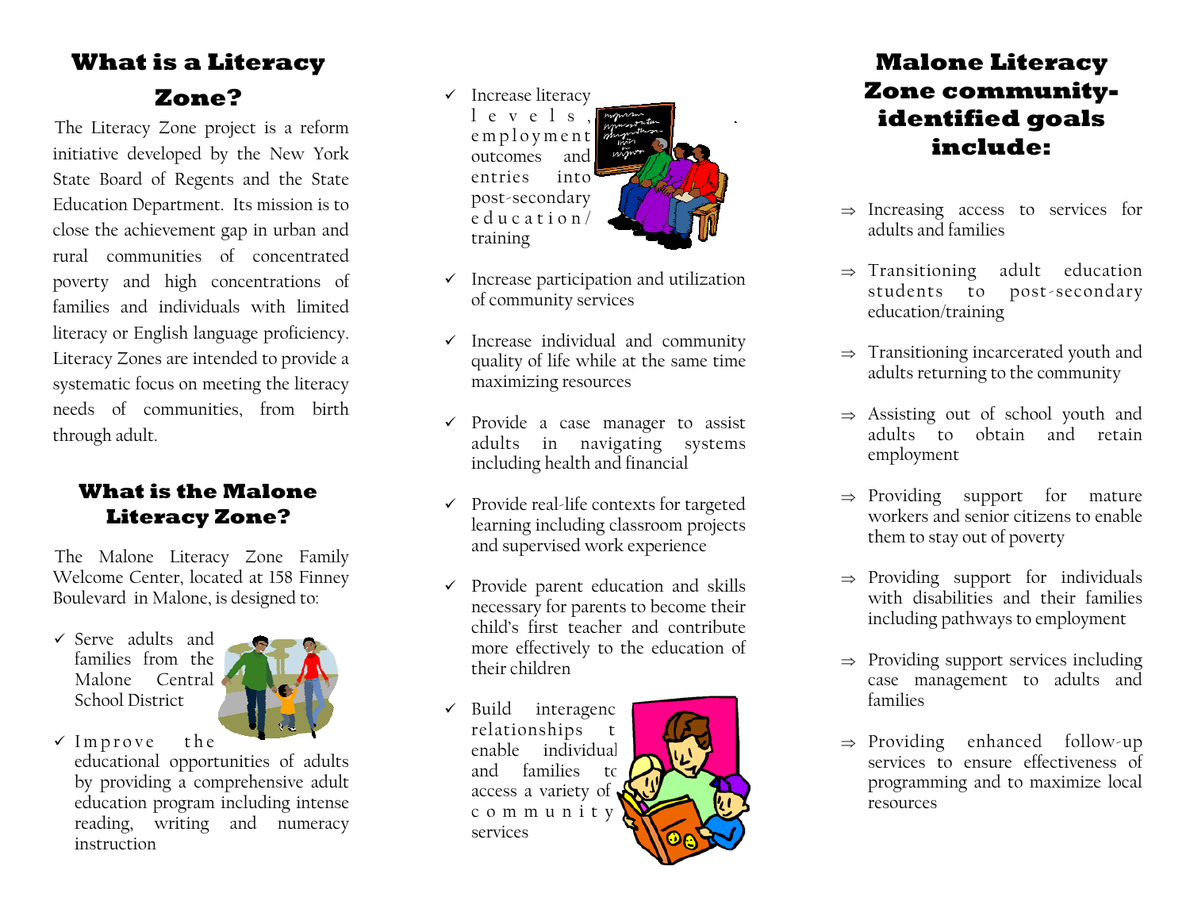## What is a Literacy Zone?

The Literacy Zone project is a reform initiative developed by the New York State Board of Regents and the State Education Department. Its mission is to close the achievement gap in urban and rural communities of concentrated poverty and high concentrations of families and individuals with limited literacy or English language proficiency. Literacy Zones are intended to provide a systematic focus on meeting the literacy needs of communities, from birth through adult.

## What is the Malone Literacy Zone?

The Malone Literacy Zone Family Welcome Center, located at 158 Finney Boulevard in Malone, is designed to:

- ✓ Serve adults and families from the Malone Central School District
- ✓ Improve the educational opportunities of adults by providing a comprehensive adult education program including intense reading, writing and numeracy instruction
- ✓ Increase literacy levels, employment outcomes and entries into post-secondary education/training
- ✓ Increase participation and utilization of community services
- ✓ Increase individual and community quality of life while at the same time maximizing resources
- ✓ Provide a case manager to assist adults in navigating systems including health and financial
- ✓ Provide real-life contexts for targeted learning including classroom projects and supervised work experience
- ✓ Provide parent education and skills necessary for parents to become their child's first teacher and contribute more effectively to the education of their children
- ✓ Build intergenerational relationships to enable individuals and families to access a variety of community services

## Malone Literacy Zone community-identified goals include:

- ⇒ Increasing access to services for adults and families
- ⇒ Transitioning adult education students to post-secondary education/training
- ⇒ Transitioning incarcerated youth and adults returning to the community
- ⇒ Assisting out of school youth and adults to obtain and retain employment
- ⇒ Providing support for mature workers and senior citizens to enable them to stay out of poverty
- ⇒ Providing support for individuals with disabilities and their families including pathways to employment
- ⇒ Providing support services including case management to adults and families
- ⇒ Providing enhanced follow-up services to ensure effectiveness of programming and to maximize local resources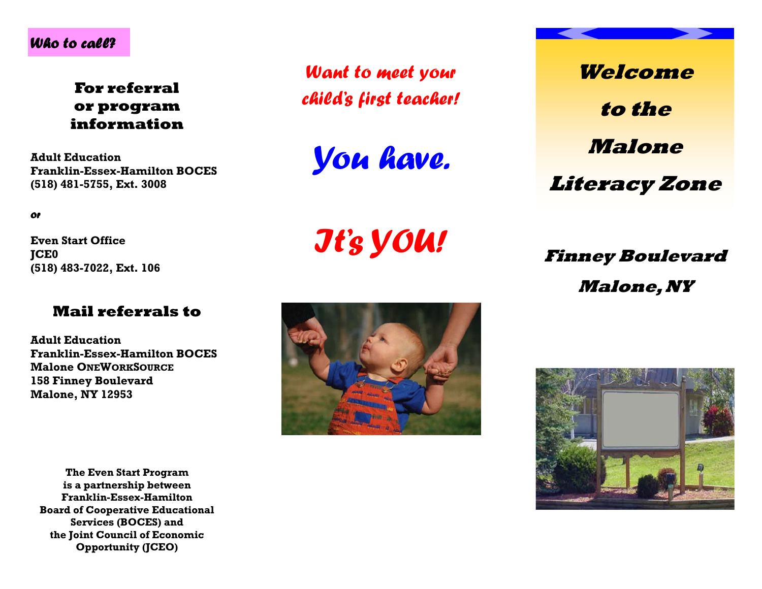***Who to call?***

### For referral or program information

**Adult Education**
**Franklin-Essex-Hamilton BOCES**
**(518) 481-5755, Ext. 3008**

***or***

**Even Start Office**
**JCE0**
**(518) 483-7022, Ext. 106**

### Mail referrals to

**Adult Education**
**Franklin-Essex-Hamilton BOCES**
**Malone ONEWORKSOURCE**
**158 Finney Boulevard**
**Malone, NY 12953**

**The Even Start Program is a partnership between Franklin-Essex-Hamilton Board of Cooperative Educational Services (BOCES) and the Joint Council of Economic Opportunity (JCEO)**

***Want to meet your child's first teacher!***

# *You have.*

# *It's YOU!*

# *Welcome to the Malone Literacy Zone*

## *Finney Boulevard*

## *Malone, NY*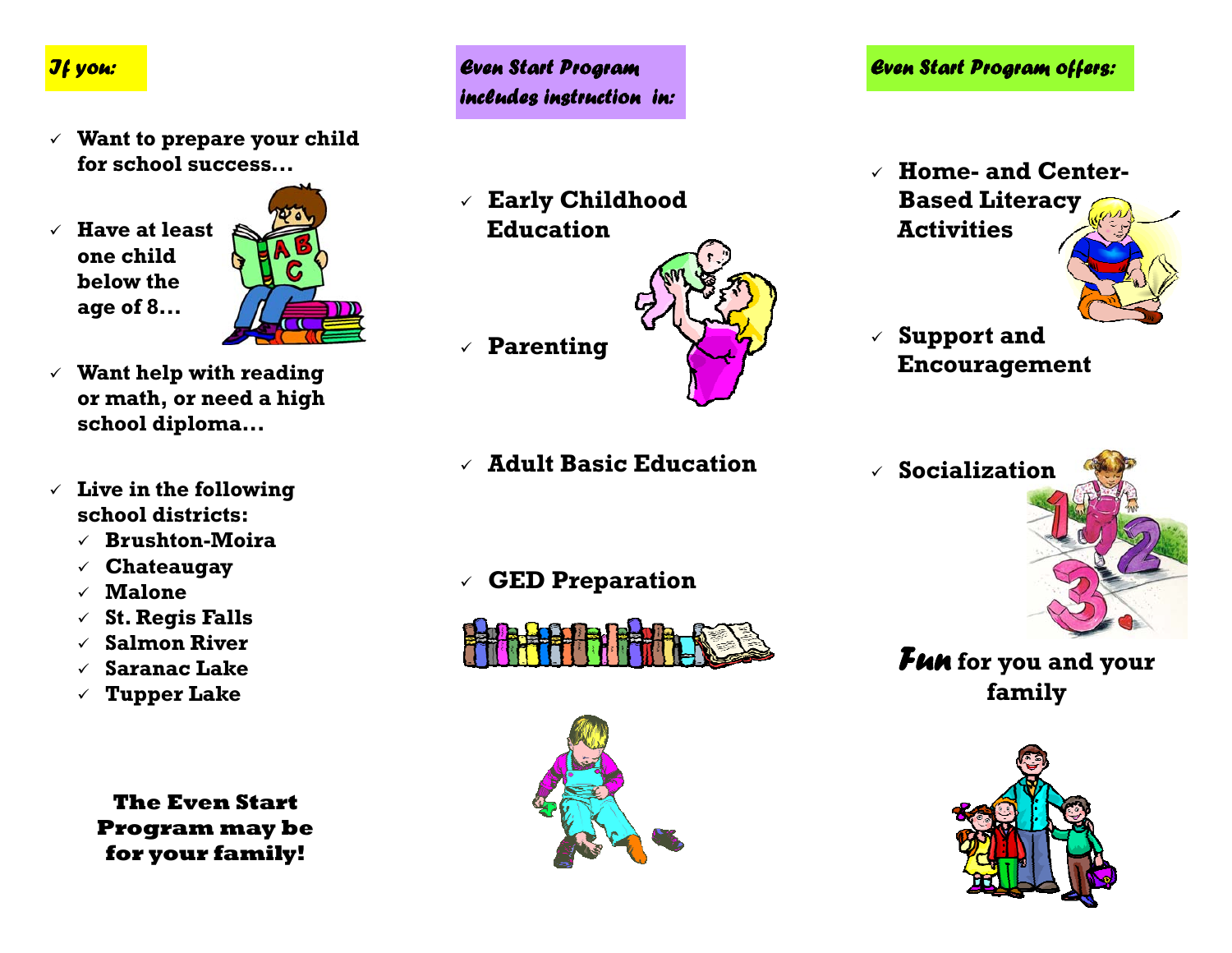### *If you:*

- Want to prepare your child for school success…
- Have at least one child below the age of 8…
- Want help with reading or math, or need a high school diploma…
- Live in the following school districts:
  - Brushton-Moira
  - Chateaugay
  - Malone
  - St. Regis Falls
  - Salmon River
  - Saranac Lake
  - Tupper Lake

**The Even Start Program may be for your family!**

### *Even Start Program includes instruction in:*

- Early Childhood Education
- Parenting
- Adult Basic Education
- GED Preparation

### *Even Start Program offers:*

- Home- and Center-Based Literacy Activities
- Support and Encouragement
- Socialization

***Fun*** **for you and your family**